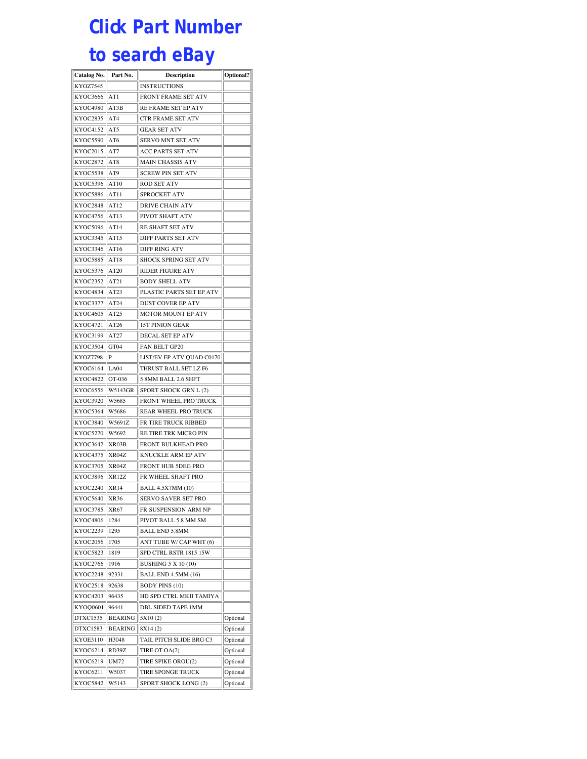# Click Part Number to search eBay

| Catalog No. | Part No. | Description | Optional? |
|---|---|---|---|
| KYOZ7545 | | INSTRUCTIONS | |
| KYOC3666 | AT1 | FRONT FRAME SET ATV | |
| KYOC4980 | AT3B | RE FRAME SET EP ATV | |
| KYOC2835 | AT4 | CTR FRAME SET ATV | |
| KYOC4152 | AT5 | GEAR SET ATV | |
| KYOC5590 | AT6 | SERVO MNT SET ATV | |
| KYOC2015 | AT7 | ACC PARTS SET ATV | |
| KYOC2872 | AT8 | MAIN CHASSIS ATV | |
| KYOC5538 | AT9 | SCREW PIN SET ATV | |
| KYOC5396 | AT10 | ROD SET ATV | |
| KYOC5886 | AT11 | SPROCKET ATV | |
| KYOC2848 | AT12 | DRIVE CHAIN ATV | |
| KYOC4756 | AT13 | PIVOT SHAFT ATV | |
| KYOC5096 | AT14 | RE SHAFT SET ATV | |
| KYOC3345 | AT15 | DIFF PARTS SET ATV | |
| KYOC3346 | AT16 | DIFF RING ATV | |
| KYOC5885 | AT18 | SHOCK SPRING SET ATV | |
| KYOC5376 | AT20 | RIDER FIGURE ATV | |
| KYOC2352 | AT21 | BODY SHELL ATV | |
| KYOC4834 | AT23 | PLASTIC PARTS SET EP ATV | |
| KYOC3377 | AT24 | DUST COVER EP ATV | |
| KYOC4605 | AT25 | MOTOR MOUNT EP ATV | |
| KYOC4721 | AT26 | 15T PINION GEAR | |
| KYOC3199 | AT27 | DECAL SET EP ATV | |
| KYOC3504 | GT04 | FAN BELT GP20 | |
| KYOZ7798 | P | LIST/EV EP ATV QUAD C0170 | |
| KYOC6164 | LA04 | THRUST BALL SET LZ F6 | |
| KYOC4822 | OT-036 | 5.8MM BALL 2.6 SHFT | |
| KYOC6556 | W5143GR | SPORT SHOCK GRN L (2) | |
| KYOC3920 | W5685 | FRONT WHEEL PRO TRUCK | |
| KYOC5364 | W5686 | REAR WHEEL PRO TRUCK | |
| KYOC3840 | W5691Z | FR TIRE TRUCK RIBBED | |
| KYOC5270 | W5692 | RE TIRE TRK MICRO PIN | |
| KYOC3642 | XR03B | FRONT BULKHEAD PRO | |
| KYOC4375 | XR04Z | KNUCKLE ARM EP ATV | |
| KYOC3705 | XR04Z | FRONT HUB 5DEG PRO | |
| KYOC3896 | XR12Z | FR WHEEL SHAFT PRO | |
| KYOC2240 | XR14 | BALL 4.5X7MM (10) | |
| KYOC5640 | XR36 | SERVO SAVER SET PRO | |
| KYOC3785 | XR67 | FR SUSPENSION ARM NP | |
| KYOC4806 | 1284 | PIVOT BALL 5.8 MM SM | |
| KYOC2239 | 1295 | BALL END 5.8MM | |
| KYOC2056 | 1705 | ANT TUBE W/ CAP WHT (6) | |
| KYOC5823 | 1819 | SPD CTRL RSTR 1815 15W | |
| KYOC2766 | 1916 | BUSHING 5 X 10 (10) | |
| KYOC2248 | 92331 | BALL END 4.5MM (16) | |
| KYOC2518 | 92638 | BODY PINS (10) | |
| KYOC4203 | 96435 | HD SPD CTRL MKII TAMIYA | |
| KYOQ0601 | 96441 | DBL SIDED TAPE 1MM | |
| DTXC1535 | BEARING | 5X10 (2) | Optional |
| DTXC1583 | BEARING | 8X14 (2) | Optional |
| KYOE3110 | H3048 | TAIL PITCH SLIDE BRG C3 | Optional |
| KYOC6214 | RD39Z | TIRE OT OA(2) | Optional |
| KYOC6219 | UM72 | TIRE SPIKE OROU(2) | Optional |
| KYOC6211 | W5037 | TIRE SPONGE TRUCK | Optional |
| KYOC5842 | W5143 | SPORT SHOCK LONG (2) | Optional |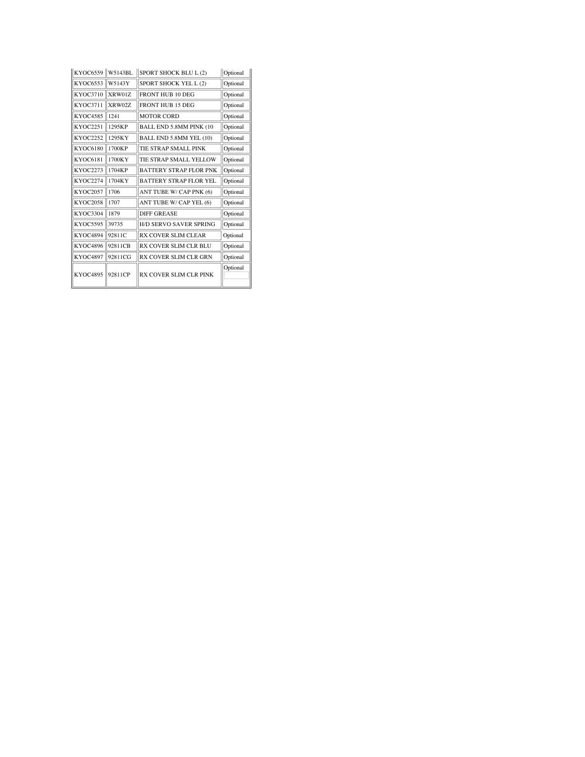| | | | |
|---|---|---|---|
| KYOC6559 | W5143BL | SPORT SHOCK BLU L (2) | Optional |
| KYOC6553 | W5143Y | SPORT SHOCK YEL L (2) | Optional |
| KYOC3710 | XRW01Z | FRONT HUB 10 DEG | Optional |
| KYOC3711 | XRW02Z | FRONT HUB 15 DEG | Optional |
| KYOC4585 | 1241 | MOTOR CORD | Optional |
| KYOC2251 | 1295KP | BALL END 5.8MM PINK (10 | Optional |
| KYOC2252 | 1295KY | BALL END 5.8MM YEL (10) | Optional |
| KYOC6180 | 1700KP | TIE STRAP SMALL PINK | Optional |
| KYOC6181 | 1700KY | TIE STRAP SMALL YELLOW | Optional |
| KYOC2273 | 1704KP | BATTERY STRAP FLOR PNK | Optional |
| KYOC2274 | 1704KY | BATTERY STRAP FLOR YEL | Optional |
| KYOC2057 | 1706 | ANT TUBE W/ CAP PNK (6) | Optional |
| KYOC2058 | 1707 | ANT TUBE W/ CAP YEL (6) | Optional |
| KYOC3304 | 1879 | DIFF GREASE | Optional |
| KYOC5595 | 39735 | H/D SERVO SAVER SPRING | Optional |
| KYOC4894 | 92811C | RX COVER SLIM CLEAR | Optional |
| KYOC4896 | 92811CB | RX COVER SLIM CLR BLU | Optional |
| KYOC4897 | 92811CG | RX COVER SLIM CLR GRN | Optional |
| KYOC4895 | 92811CP | RX COVER SLIM CLR PINK | Optional |